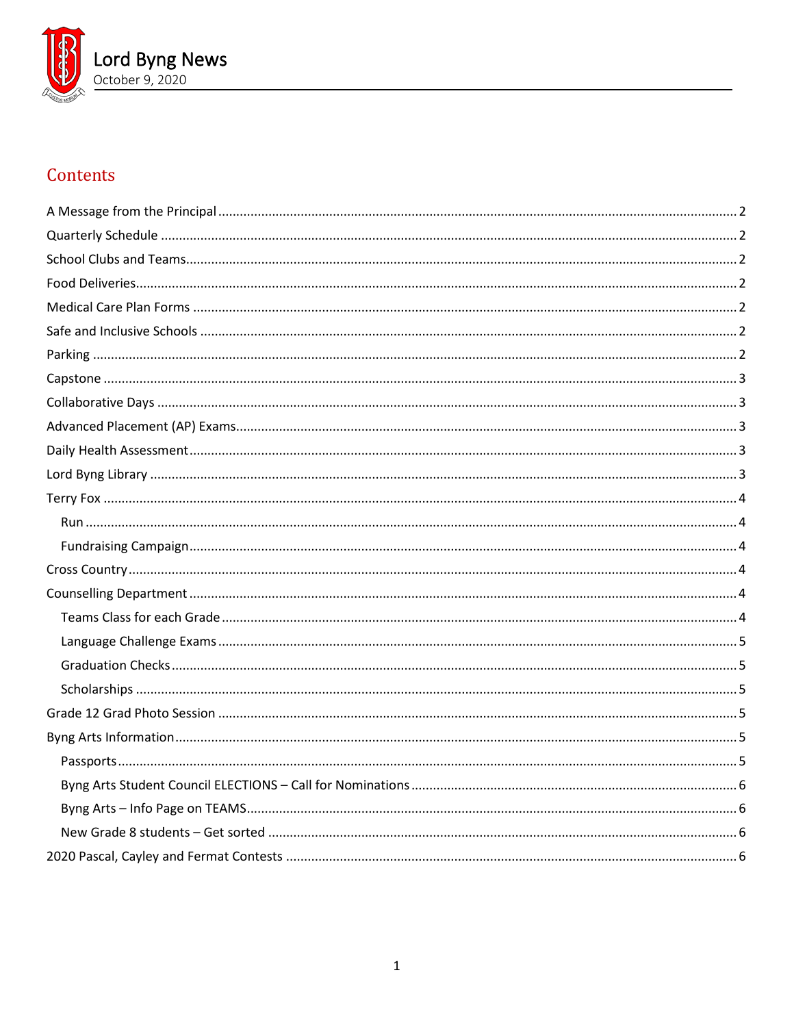# Lord Byng News

October 9, 2020

## Contents

- A Message from the Principal ..... 2
- Quarterly Schedule ..... 2
- School Clubs and Teams ..... 2
- Food Deliveries ..... 2
- Medical Care Plan Forms ..... 2
- Safe and Inclusive Schools ..... 2
- Parking ..... 2
- Capstone ..... 3
- Collaborative Days ..... 3
- Advanced Placement (AP) Exams ..... 3
- Daily Health Assessment ..... 3
- Lord Byng Library ..... 3
- Terry Fox ..... 4
  - Run ..... 4
  - Fundraising Campaign ..... 4
- Cross Country ..... 4
- Counselling Department ..... 4
  - Teams Class for each Grade ..... 4
  - Language Challenge Exams ..... 5
  - Graduation Checks ..... 5
  - Scholarships ..... 5
- Grade 12 Grad Photo Session ..... 5
- Byng Arts Information ..... 5
  - Passports ..... 5
  - Byng Arts Student Council ELECTIONS – Call for Nominations ..... 6
  - Byng Arts – Info Page on TEAMS ..... 6
  - New Grade 8 students – Get sorted ..... 6
- 2020 Pascal, Cayley and Fermat Contests ..... 6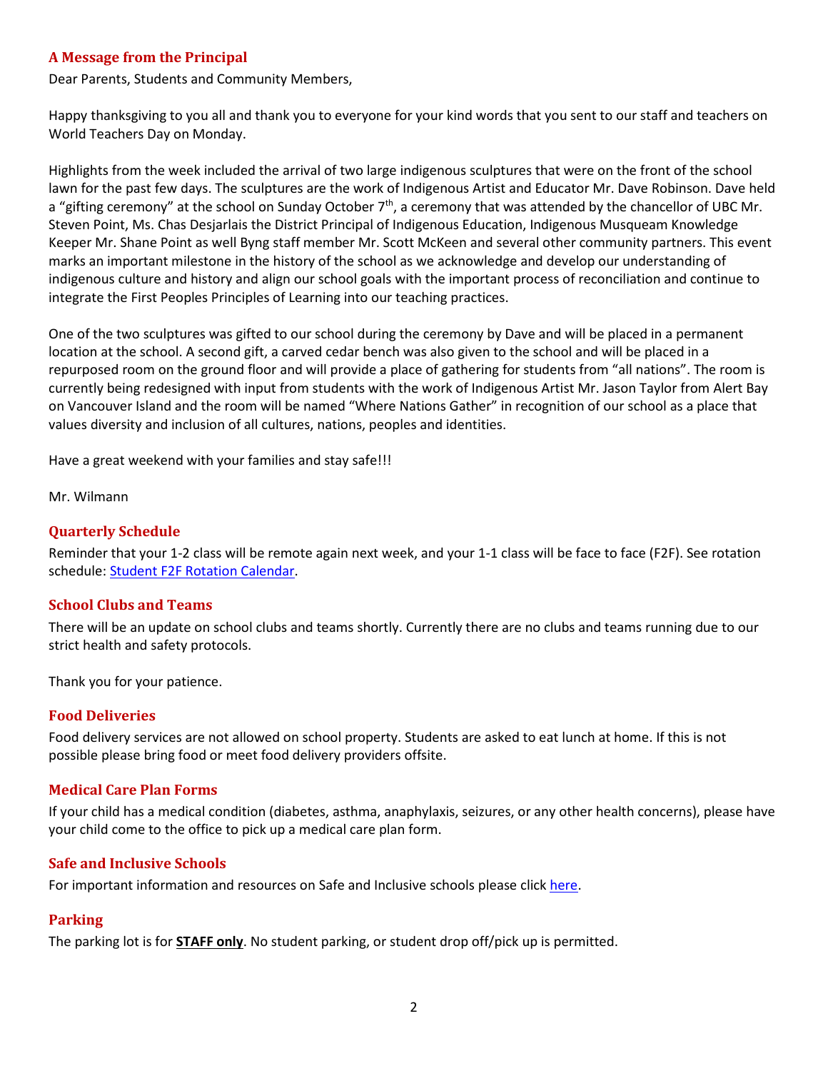## A Message from the Principal

Dear Parents, Students and Community Members,

Happy thanksgiving to you all and thank you to everyone for your kind words that you sent to our staff and teachers on World Teachers Day on Monday.

Highlights from the week included the arrival of two large indigenous sculptures that were on the front of the school lawn for the past few days. The sculptures are the work of Indigenous Artist and Educator Mr. Dave Robinson. Dave held a "gifting ceremony" at the school on Sunday October 7th, a ceremony that was attended by the chancellor of UBC Mr. Steven Point, Ms. Chas Desjarlais the District Principal of Indigenous Education, Indigenous Musqueam Knowledge Keeper Mr. Shane Point as well Byng staff member Mr. Scott McKeen and several other community partners. This event marks an important milestone in the history of the school as we acknowledge and develop our understanding of indigenous culture and history and align our school goals with the important process of reconciliation and continue to integrate the First Peoples Principles of Learning into our teaching practices.

One of the two sculptures was gifted to our school during the ceremony by Dave and will be placed in a permanent location at the school. A second gift, a carved cedar bench was also given to the school and will be placed in a repurposed room on the ground floor and will provide a place of gathering for students from "all nations". The room is currently being redesigned with input from students with the work of Indigenous Artist Mr. Jason Taylor from Alert Bay on Vancouver Island and the room will be named "Where Nations Gather" in recognition of our school as a place that values diversity and inclusion of all cultures, nations, peoples and identities.

Have a great weekend with your families and stay safe!!!

Mr. Wilmann

## Quarterly Schedule

Reminder that your 1-2 class will be remote again next week, and your 1-1 class will be face to face (F2F). See rotation schedule: Student F2F Rotation Calendar.

## School Clubs and Teams

There will be an update on school clubs and teams shortly. Currently there are no clubs and teams running due to our strict health and safety protocols.

Thank you for your patience.

## Food Deliveries

Food delivery services are not allowed on school property. Students are asked to eat lunch at home. If this is not possible please bring food or meet food delivery providers offsite.

## Medical Care Plan Forms

If your child has a medical condition (diabetes, asthma, anaphylaxis, seizures, or any other health concerns), please have your child come to the office to pick up a medical care plan form.

## Safe and Inclusive Schools

For important information and resources on Safe and Inclusive schools please click here.

## Parking

The parking lot is for **STAFF only**. No student parking, or student drop off/pick up is permitted.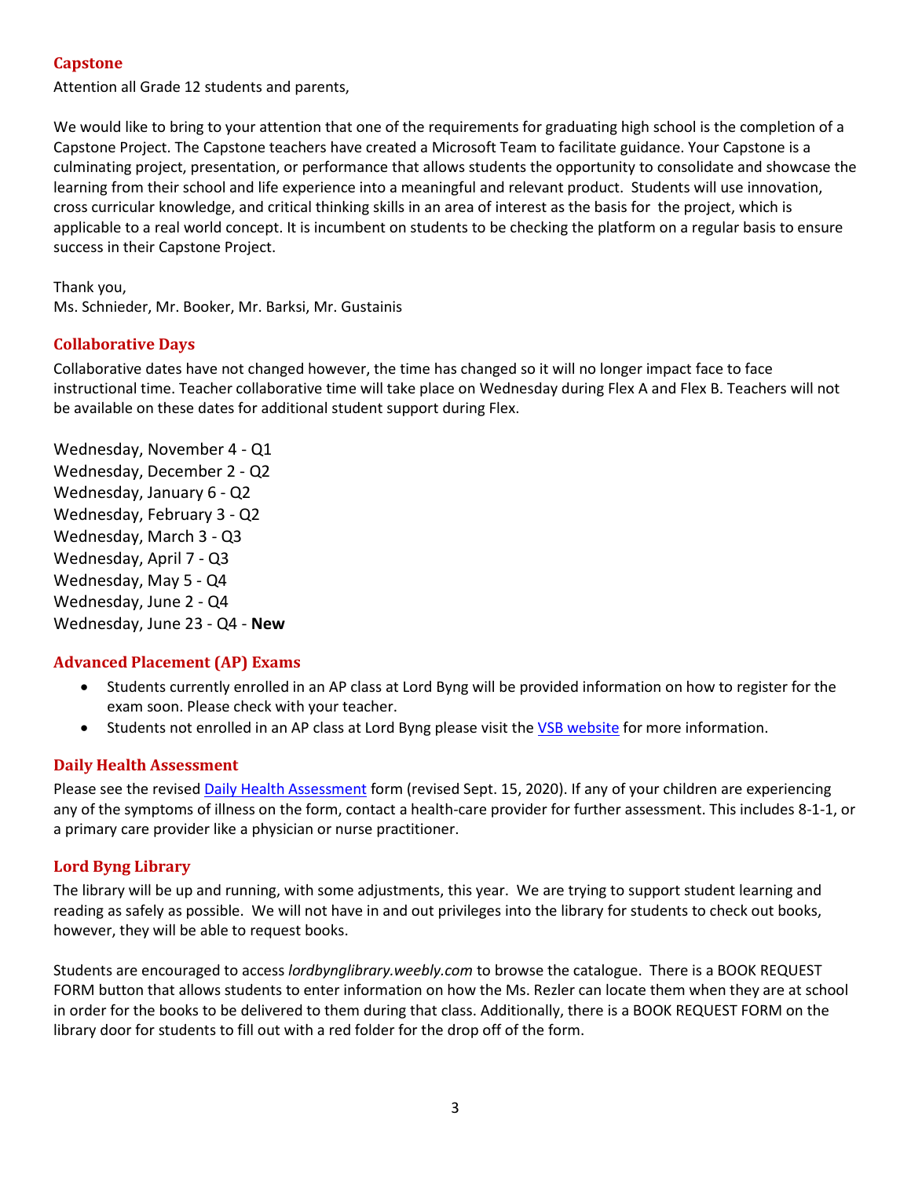## Capstone

Attention all Grade 12 students and parents,

We would like to bring to your attention that one of the requirements for graduating high school is the completion of a Capstone Project. The Capstone teachers have created a Microsoft Team to facilitate guidance. Your Capstone is a culminating project, presentation, or performance that allows students the opportunity to consolidate and showcase the learning from their school and life experience into a meaningful and relevant product. Students will use innovation, cross curricular knowledge, and critical thinking skills in an area of interest as the basis for the project, which is applicable to a real world concept. It is incumbent on students to be checking the platform on a regular basis to ensure success in their Capstone Project.

Thank you,
Ms. Schnieder, Mr. Booker, Mr. Barksi, Mr. Gustainis

## Collaborative Days

Collaborative dates have not changed however, the time has changed so it will no longer impact face to face instructional time. Teacher collaborative time will take place on Wednesday during Flex A and Flex B. Teachers will not be available on these dates for additional student support during Flex.

Wednesday, November 4 - Q1
Wednesday, December 2 - Q2
Wednesday, January 6 - Q2
Wednesday, February 3 - Q2
Wednesday, March 3 - Q3
Wednesday, April 7 - Q3
Wednesday, May 5 - Q4
Wednesday, June 2 - Q4
Wednesday, June 23 - Q4 - **New**

## Advanced Placement (AP) Exams

- Students currently enrolled in an AP class at Lord Byng will be provided information on how to register for the exam soon. Please check with your teacher.
- Students not enrolled in an AP class at Lord Byng please visit the VSB website for more information.

## Daily Health Assessment

Please see the revised Daily Health Assessment form (revised Sept. 15, 2020). If any of your children are experiencing any of the symptoms of illness on the form, contact a health-care provider for further assessment. This includes 8-1-1, or a primary care provider like a physician or nurse practitioner.

## Lord Byng Library

The library will be up and running, with some adjustments, this year. We are trying to support student learning and reading as safely as possible. We will not have in and out privileges into the library for students to check out books, however, they will be able to request books.

Students are encouraged to access *lordbynglibrary.weebly.com* to browse the catalogue. There is a BOOK REQUEST FORM button that allows students to enter information on how the Ms. Rezler can locate them when they are at school in order for the books to be delivered to them during that class. Additionally, there is a BOOK REQUEST FORM on the library door for students to fill out with a red folder for the drop off of the form.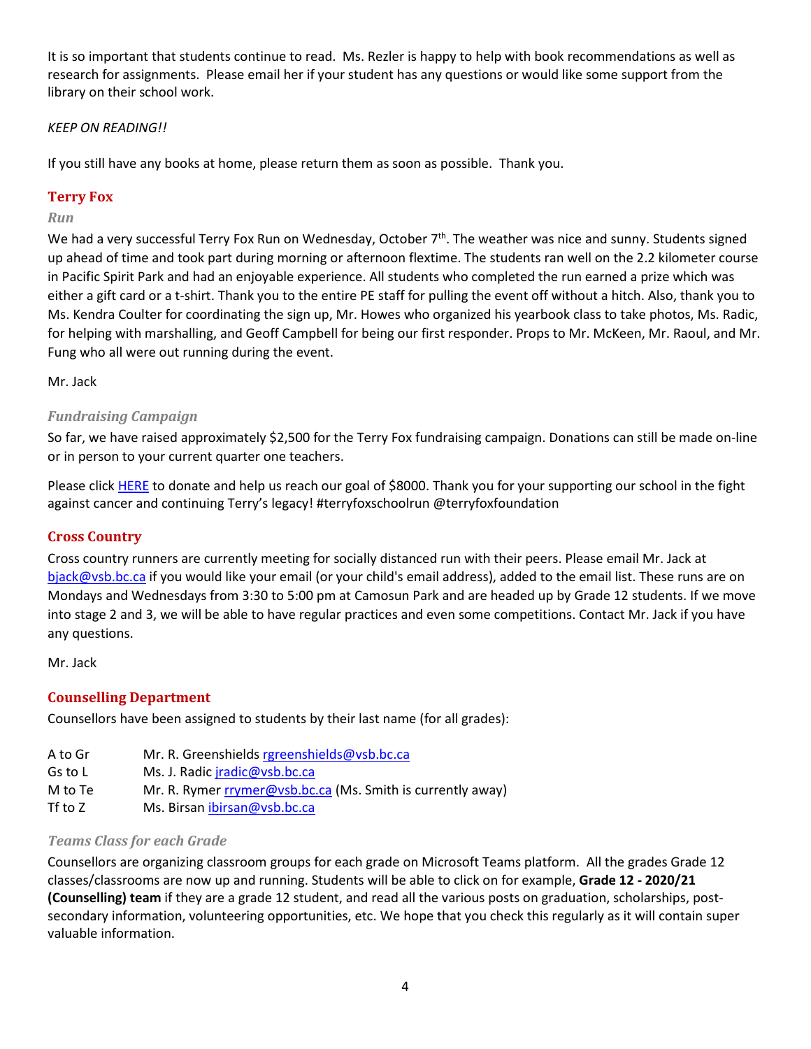It is so important that students continue to read. Ms. Rezler is happy to help with book recommendations as well as research for assignments. Please email her if your student has any questions or would like some support from the library on their school work.

*KEEP ON READING!!*

If you still have any books at home, please return them as soon as possible. Thank you.

## Terry Fox

### *Run*

We had a very successful Terry Fox Run on Wednesday, October 7th. The weather was nice and sunny. Students signed up ahead of time and took part during morning or afternoon flextime. The students ran well on the 2.2 kilometer course in Pacific Spirit Park and had an enjoyable experience. All students who completed the run earned a prize which was either a gift card or a t-shirt. Thank you to the entire PE staff for pulling the event off without a hitch. Also, thank you to Ms. Kendra Coulter for coordinating the sign up, Mr. Howes who organized his yearbook class to take photos, Ms. Radic, for helping with marshalling, and Geoff Campbell for being our first responder. Props to Mr. McKeen, Mr. Raoul, and Mr. Fung who all were out running during the event.

Mr. Jack

### *Fundraising Campaign*

So far, we have raised approximately $2,500 for the Terry Fox fundraising campaign. Donations can still be made on-line or in person to your current quarter one teachers.

Please click HERE to donate and help us reach our goal of $8000. Thank you for your supporting our school in the fight against cancer and continuing Terry's legacy! #terryfoxschoolrun @terryfoxfoundation

## Cross Country

Cross country runners are currently meeting for socially distanced run with their peers. Please email Mr. Jack at bjack@vsb.bc.ca if you would like your email (or your child's email address), added to the email list. These runs are on Mondays and Wednesdays from 3:30 to 5:00 pm at Camosun Park and are headed up by Grade 12 students. If we move into stage 2 and 3, we will be able to have regular practices and even some competitions. Contact Mr. Jack if you have any questions.

Mr. Jack

## Counselling Department

Counsellors have been assigned to students by their last name (for all grades):

| | |
|---|---|
| A to Gr | Mr. R. Greenshields rgreenshields@vsb.bc.ca |
| Gs to L | Ms. J. Radic jradic@vsb.bc.ca |
| M to Te | Mr. R. Rymer rrymer@vsb.bc.ca (Ms. Smith is currently away) |
| Tf to Z | Ms. Birsan ibirsan@vsb.bc.ca |

### *Teams Class for each Grade*

Counsellors are organizing classroom groups for each grade on Microsoft Teams platform. All the grades Grade 12 classes/classrooms are now up and running. Students will be able to click on for example, **Grade 12 - 2020/21 (Counselling) team** if they are a grade 12 student, and read all the various posts on graduation, scholarships, post-secondary information, volunteering opportunities, etc. We hope that you check this regularly as it will contain super valuable information.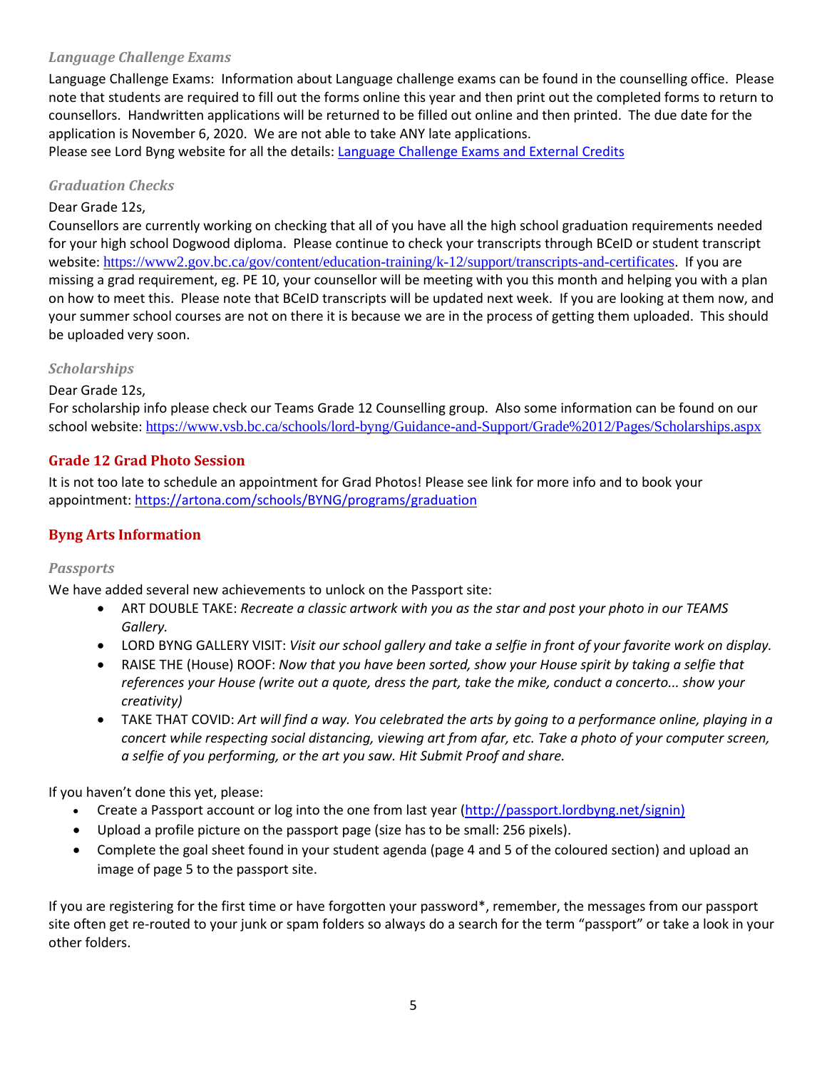### *Language Challenge Exams*

Language Challenge Exams: Information about Language challenge exams can be found in the counselling office. Please note that students are required to fill out the forms online this year and then print out the completed forms to return to counsellors. Handwritten applications will be returned to be filled out online and then printed. The due date for the application is November 6, 2020. We are not able to take ANY late applications.

Please see Lord Byng website for all the details: [Language Challenge Exams and External Credits]()

### *Graduation Checks*

Dear Grade 12s,

Counsellors are currently working on checking that all of you have all the high school graduation requirements needed for your high school Dogwood diploma. Please continue to check your transcripts through BCeID or student transcript website: https://www2.gov.bc.ca/gov/content/education-training/k-12/support/transcripts-and-certificates. If you are missing a grad requirement, eg. PE 10, your counsellor will be meeting with you this month and helping you with a plan on how to meet this. Please note that BCeID transcripts will be updated next week. If you are looking at them now, and your summer school courses are not on there it is because we are in the process of getting them uploaded. This should be uploaded very soon.

### *Scholarships*

Dear Grade 12s,

For scholarship info please check our Teams Grade 12 Counselling group. Also some information can be found on our school website: https://www.vsb.bc.ca/schools/lord-byng/Guidance-and-Support/Grade%2012/Pages/Scholarships.aspx

## Grade 12 Grad Photo Session

It is not too late to schedule an appointment for Grad Photos! Please see link for more info and to book your appointment: https://artona.com/schools/BYNG/programs/graduation

## Byng Arts Information

### *Passports*

We have added several new achievements to unlock on the Passport site:

- ART DOUBLE TAKE: *Recreate a classic artwork with you as the star and post your photo in our TEAMS Gallery.*
- LORD BYNG GALLERY VISIT: *Visit our school gallery and take a selfie in front of your favorite work on display.*
- RAISE THE (House) ROOF: *Now that you have been sorted, show your House spirit by taking a selfie that references your House (write out a quote, dress the part, take the mike, conduct a concerto... show your creativity)*
- TAKE THAT COVID: *Art will find a way. You celebrated the arts by going to a performance online, playing in a concert while respecting social distancing, viewing art from afar, etc. Take a photo of your computer screen, a selfie of you performing, or the art you saw. Hit Submit Proof and share.*

If you haven't done this yet, please:

- Create a Passport account or log into the one from last year (http://passport.lordbyng.net/signin)
- Upload a profile picture on the passport page (size has to be small: 256 pixels).
- Complete the goal sheet found in your student agenda (page 4 and 5 of the coloured section) and upload an image of page 5 to the passport site.

If you are registering for the first time or have forgotten your password*, remember, the messages from our passport site often get re-routed to your junk or spam folders so always do a search for the term "passport" or take a look in your other folders.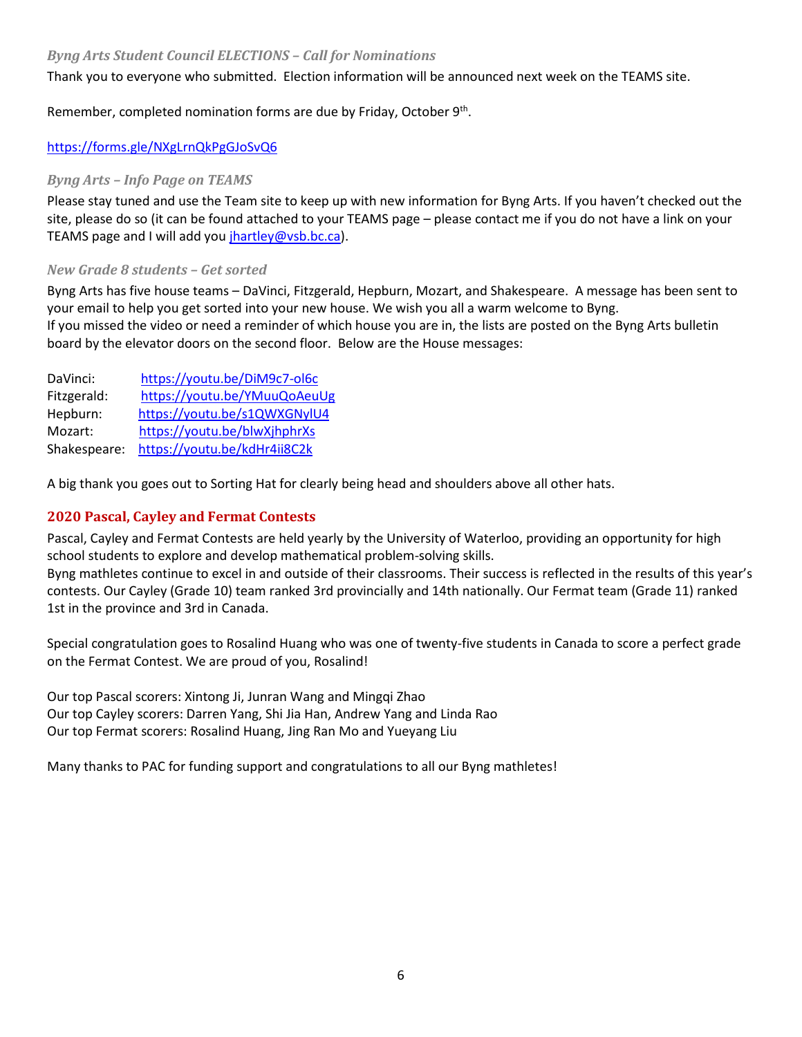### *Byng Arts Student Council ELECTIONS – Call for Nominations*

Thank you to everyone who submitted. Election information will be announced next week on the TEAMS site.

Remember, completed nomination forms are due by Friday, October 9th.

https://forms.gle/NXgLrnQkPgGJoSvQ6

### *Byng Arts – Info Page on TEAMS*

Please stay tuned and use the Team site to keep up with new information for Byng Arts. If you haven't checked out the site, please do so (it can be found attached to your TEAMS page – please contact me if you do not have a link on your TEAMS page and I will add you jhartley@vsb.bc.ca).

### *New Grade 8 students – Get sorted*

Byng Arts has five house teams – DaVinci, Fitzgerald, Hepburn, Mozart, and Shakespeare. A message has been sent to your email to help you get sorted into your new house. We wish you all a warm welcome to Byng.
If you missed the video or need a reminder of which house you are in, the lists are posted on the Byng Arts bulletin board by the elevator doors on the second floor. Below are the House messages:

| | |
|---|---|
| DaVinci: | https://youtu.be/DiM9c7-ol6c |
| Fitzgerald: | https://youtu.be/YMuuQoAeuUg |
| Hepburn: | https://youtu.be/s1QWXGNylU4 |
| Mozart: | https://youtu.be/blwXjhphrXs |
| Shakespeare: | https://youtu.be/kdHr4ii8C2k |

A big thank you goes out to Sorting Hat for clearly being head and shoulders above all other hats.

## 2020 Pascal, Cayley and Fermat Contests

Pascal, Cayley and Fermat Contests are held yearly by the University of Waterloo, providing an opportunity for high school students to explore and develop mathematical problem-solving skills.
Byng mathletes continue to excel in and outside of their classrooms. Their success is reflected in the results of this year's contests. Our Cayley (Grade 10) team ranked 3rd provincially and 14th nationally. Our Fermat team (Grade 11) ranked 1st in the province and 3rd in Canada.

Special congratulation goes to Rosalind Huang who was one of twenty-five students in Canada to score a perfect grade on the Fermat Contest. We are proud of you, Rosalind!

Our top Pascal scorers: Xintong Ji, Junran Wang and Mingqi Zhao
Our top Cayley scorers: Darren Yang, Shi Jia Han, Andrew Yang and Linda Rao
Our top Fermat scorers: Rosalind Huang, Jing Ran Mo and Yueyang Liu

Many thanks to PAC for funding support and congratulations to all our Byng mathletes!